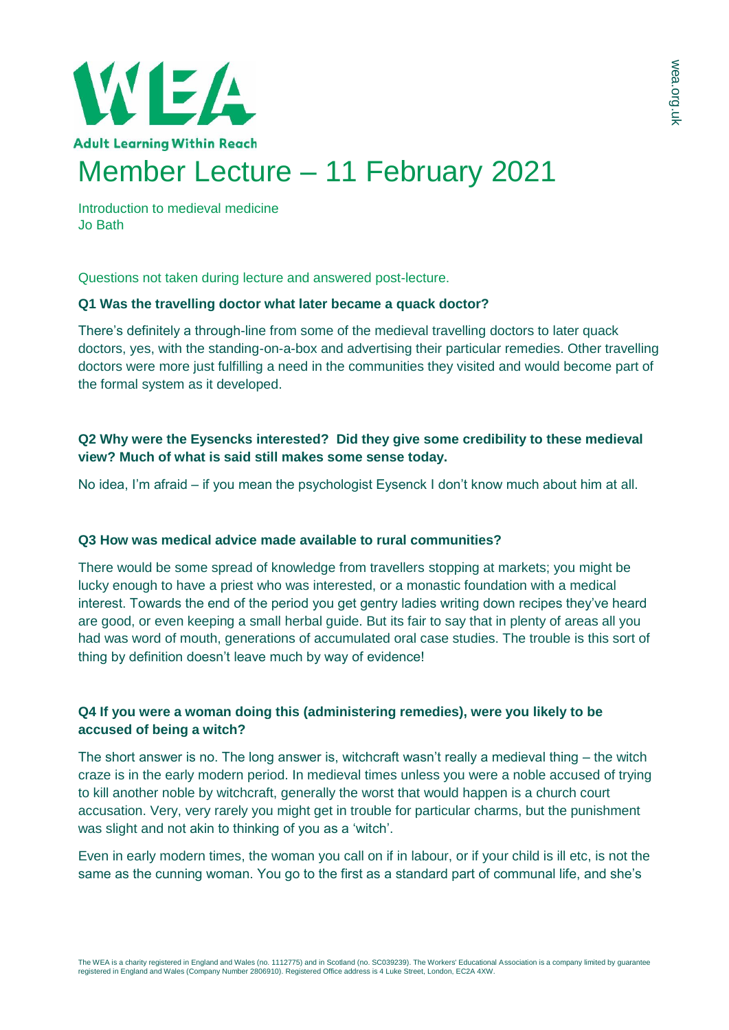# Member Lecture – 11 February 2021

Introduction to medieval medicine
Jo Bath

Questions not taken during lecture and answered post-lecture.

**Q1 Was the travelling doctor what later became a quack doctor?**

There's definitely a through-line from some of the medieval travelling doctors to later quack doctors, yes, with the standing-on-a-box and advertising their particular remedies. Other travelling doctors were more just fulfilling a need in the communities they visited and would become part of the formal system as it developed.

**Q2 Why were the Eysencks interested? Did they give some credibility to these medieval view? Much of what is said still makes some sense today.**

No idea, I'm afraid – if you mean the psychologist Eysenck I don't know much about him at all.

**Q3 How was medical advice made available to rural communities?**

There would be some spread of knowledge from travellers stopping at markets; you might be lucky enough to have a priest who was interested, or a monastic foundation with a medical interest. Towards the end of the period you get gentry ladies writing down recipes they've heard are good, or even keeping a small herbal guide. But its fair to say that in plenty of areas all you had was word of mouth, generations of accumulated oral case studies. The trouble is this sort of thing by definition doesn't leave much by way of evidence!

**Q4 If you were a woman doing this (administering remedies), were you likely to be accused of being a witch?**

The short answer is no. The long answer is, witchcraft wasn't really a medieval thing – the witch craze is in the early modern period. In medieval times unless you were a noble accused of trying to kill another noble by witchcraft, generally the worst that would happen is a church court accusation. Very, very rarely you might get in trouble for particular charms, but the punishment was slight and not akin to thinking of you as a 'witch'.

Even in early modern times, the woman you call on if in labour, or if your child is ill etc, is not the same as the cunning woman. You go to the first as a standard part of communal life, and she's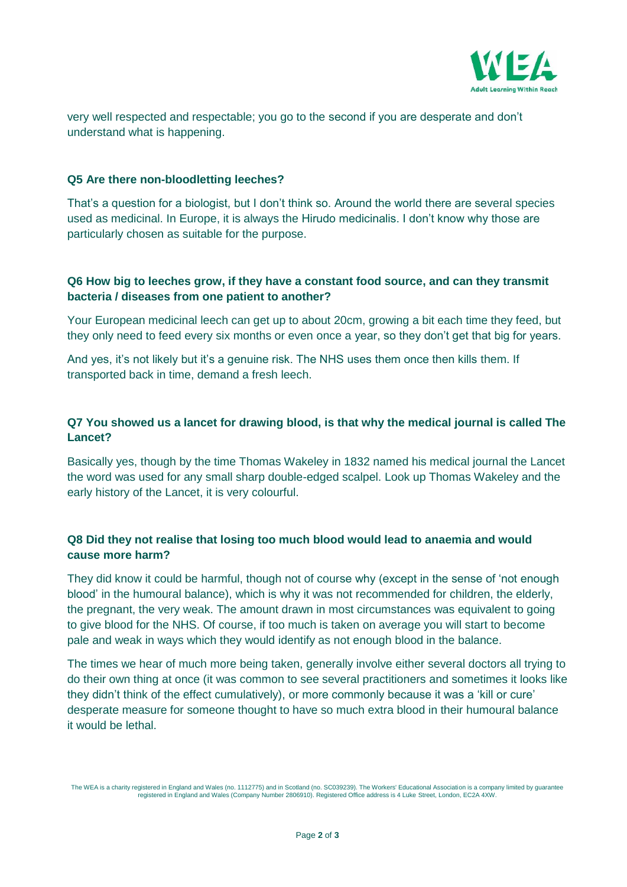very well respected and respectable; you go to the second if you are desperate and don't understand what is happening.

**Q5 Are there non-bloodletting leeches?**

That's a question for a biologist, but I don't think so. Around the world there are several species used as medicinal. In Europe, it is always the Hirudo medicinalis. I don't know why those are particularly chosen as suitable for the purpose.

**Q6 How big to leeches grow, if they have a constant food source, and can they transmit bacteria / diseases from one patient to another?**

Your European medicinal leech can get up to about 20cm, growing a bit each time they feed, but they only need to feed every six months or even once a year, so they don't get that big for years.

And yes, it's not likely but it's a genuine risk. The NHS uses them once then kills them. If transported back in time, demand a fresh leech.

**Q7 You showed us a lancet for drawing blood, is that why the medical journal is called The Lancet?**

Basically yes, though by the time Thomas Wakeley in 1832 named his medical journal the Lancet the word was used for any small sharp double-edged scalpel. Look up Thomas Wakeley and the early history of the Lancet, it is very colourful.

**Q8 Did they not realise that losing too much blood would lead to anaemia and would cause more harm?**

They did know it could be harmful, though not of course why (except in the sense of 'not enough blood' in the humoural balance), which is why it was not recommended for children, the elderly, the pregnant, the very weak. The amount drawn in most circumstances was equivalent to going to give blood for the NHS. Of course, if too much is taken on average you will start to become pale and weak in ways which they would identify as not enough blood in the balance.

The times we hear of much more being taken, generally involve either several doctors all trying to do their own thing at once (it was common to see several practitioners and sometimes it looks like they didn't think of the effect cumulatively), or more commonly because it was a 'kill or cure' desperate measure for someone thought to have so much extra blood in their humoural balance it would be lethal.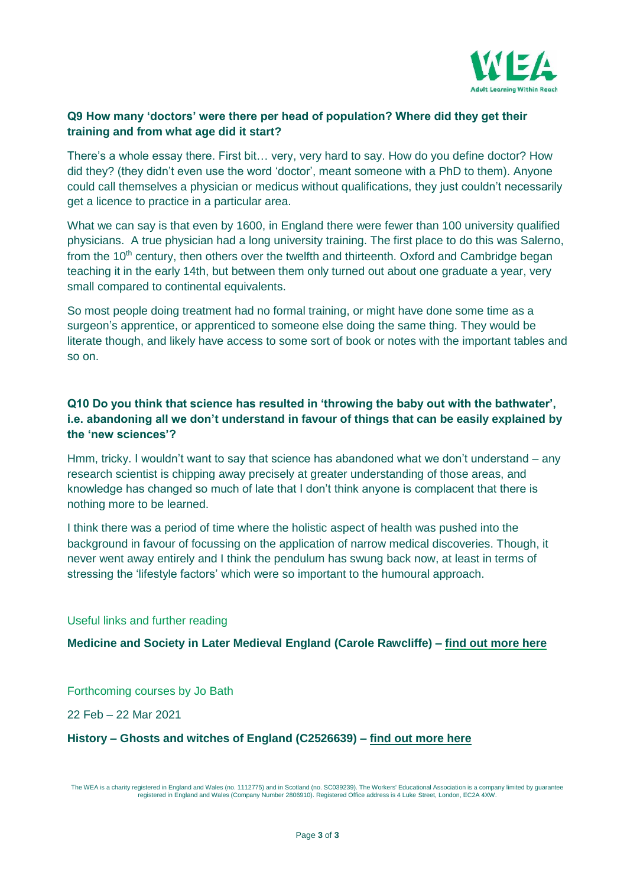### Q9 How many 'doctors' were there per head of population? Where did they get their training and from what age did it start?

There's a whole essay there. First bit… very, very hard to say. How do you define doctor? How did they? (they didn't even use the word 'doctor', meant someone with a PhD to them). Anyone could call themselves a physician or medicus without qualifications, they just couldn't necessarily get a licence to practice in a particular area.

What we can say is that even by 1600, in England there were fewer than 100 university qualified physicians. A true physician had a long university training. The first place to do this was Salerno, from the 10th century, then others over the twelfth and thirteenth. Oxford and Cambridge began teaching it in the early 14th, but between them only turned out about one graduate a year, very small compared to continental equivalents.

So most people doing treatment had no formal training, or might have done some time as a surgeon's apprentice, or apprenticed to someone else doing the same thing. They would be literate though, and likely have access to some sort of book or notes with the important tables and so on.

### Q10 Do you think that science has resulted in 'throwing the baby out with the bathwater', i.e. abandoning all we don't understand in favour of things that can be easily explained by the 'new sciences'?

Hmm, tricky. I wouldn't want to say that science has abandoned what we don't understand – any research scientist is chipping away precisely at greater understanding of those areas, and knowledge has changed so much of late that I don't think anyone is complacent that there is nothing more to be learned.

I think there was a period of time where the holistic aspect of health was pushed into the background in favour of focussing on the application of narrow medical discoveries. Though, it never went away entirely and I think the pendulum has swung back now, at least in terms of stressing the 'lifestyle factors' which were so important to the humoural approach.

## Useful links and further reading

**Medicine and Society in Later Medieval England (Carole Rawcliffe) – find out more here**

## Forthcoming courses by Jo Bath

22 Feb – 22 Mar 2021

**History – Ghosts and witches of England (C2526639) – find out more here**

The WEA is a charity registered in England and Wales (no. 1112775) and in Scotland (no. SC039239). The Workers' Educational Association is a company limited by guarantee registered in England and Wales (Company Number 2806910). Registered Office address is 4 Luke Street, London, EC2A 4XW.